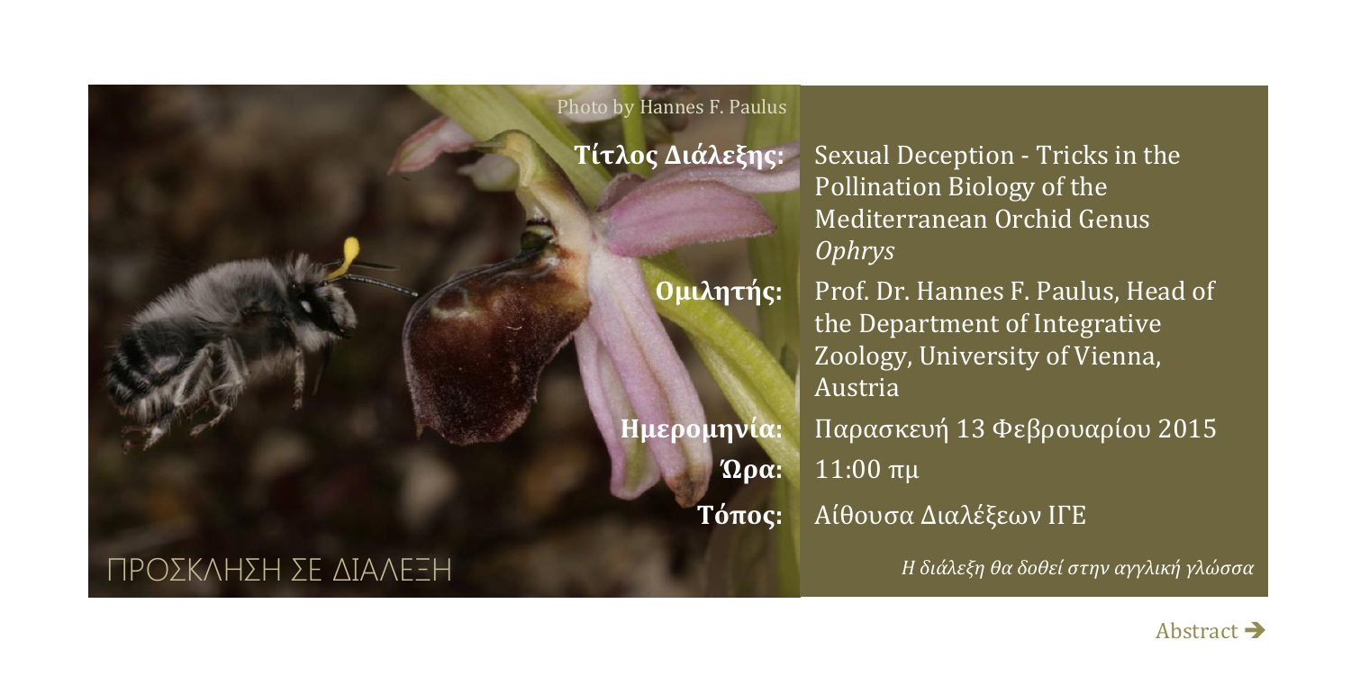Photo by Hannes F. Paulus

**Τίτλος Διάλεξης:** Sexual Deception - Tricks in the Pollination Biology of the Mediterranean Orchid Genus *Ophrys*

**Ομιλητής:** Prof. Dr. Hannes F. Paulus, Head of the Department of Integrative Zoology, University of Vienna, Austria

**Ημερομηνία:** Παρασκευή 13 Φεβρουαρίου 2015

**Ώρα:** 11:00 πμ

**Τόπος:** Αίθουσα Διαλέξεων ΙΓΕ

ΠΡΟΣΚΛΗΣΗ ΣΕ ΔΙΑΛΕΞΗ

*Η διάλεξη θα δοθεί στην αγγλική γλώσσα*

Abstract ➔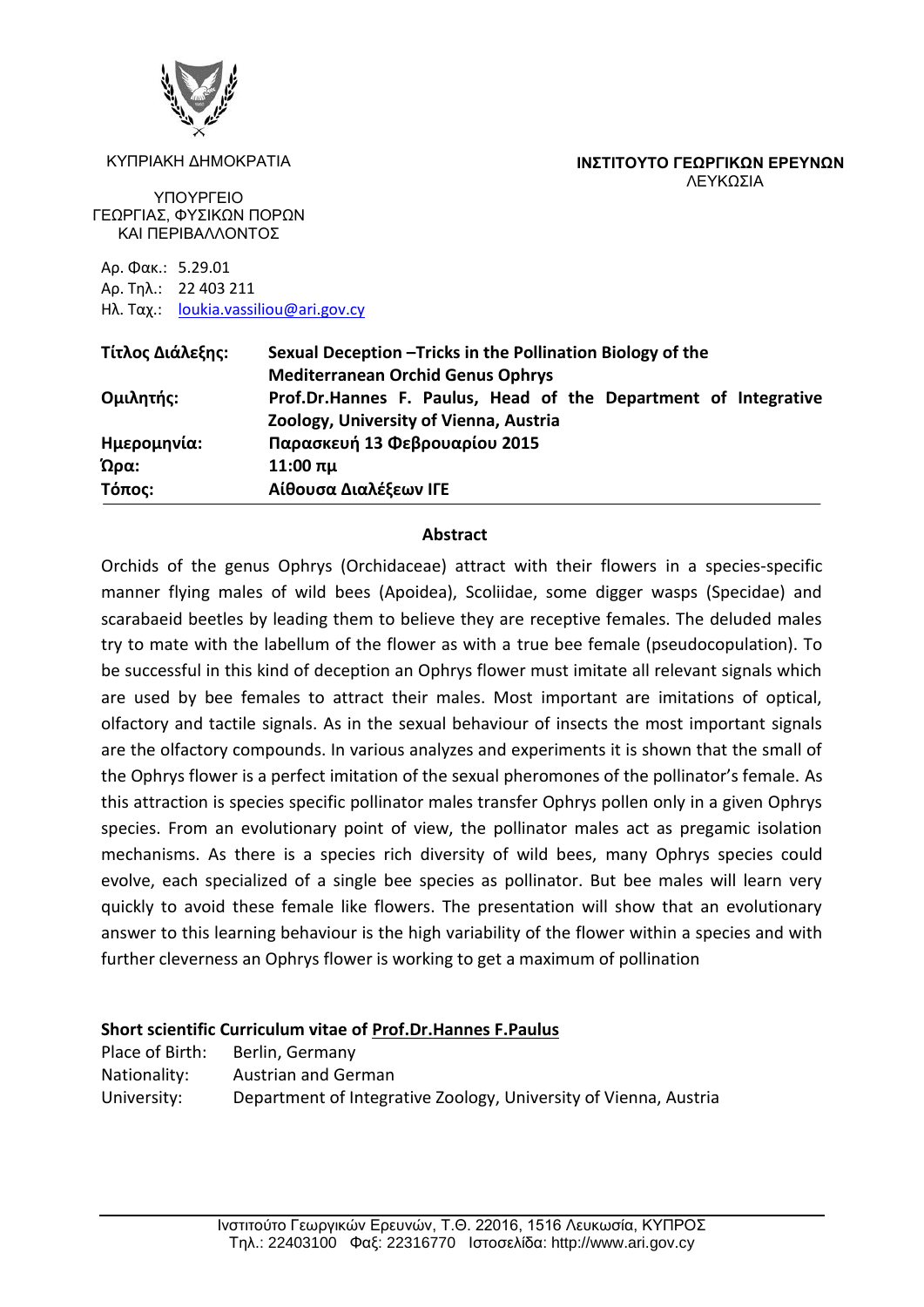ΚΥΠΡΙΑΚΗ ΔΗΜΟΚΡΑΤΙΑ

ΥΠΟΥΡΓΕΙΟ
ΓΕΩΡΓΙΑΣ, ΦΥΣΙΚΩΝ ΠΟΡΩΝ
ΚΑΙ ΠΕΡΙΒΑΛΛΟΝΤΟΣ

**ΙΝΣΤΙΤΟΥΤΟ ΓΕΩΡΓΙΚΩΝ ΕΡΕΥΝΩΝ**
ΛΕΥΚΩΣΙΑ

Αρ. Φακ.: 5.29.01
Αρ. Τηλ.: 22 403 211
Ηλ. Ταχ.: loukia.vassiliou@ari.gov.cy

| | |
|---|---|
| **Τίτλος Διάλεξης:** | **Sexual Deception –Tricks in the Pollination Biology of the Mediterranean Orchid Genus Ophrys** |
| **Ομιλητής:** | **Prof.Dr.Hannes F. Paulus, Head of the Department of Integrative Zoology, University of Vienna, Austria** |
| **Ημερομηνία:** | **Παρασκευή 13 Φεβρουαρίου 2015** |
| **Ώρα:** | **11:00 πμ** |
| **Τόπος:** | **Αίθουσα Διαλέξεων ΙΓΕ** |

## Abstract

Orchids of the genus Ophrys (Orchidaceae) attract with their flowers in a species-specific manner flying males of wild bees (Apoidea), Scoliidae, some digger wasps (Specidae) and scarabaeid beetles by leading them to believe they are receptive females. The deluded males try to mate with the labellum of the flower as with a true bee female (pseudocopulation). To be successful in this kind of deception an Ophrys flower must imitate all relevant signals which are used by bee females to attract their males. Most important are imitations of optical, olfactory and tactile signals. As in the sexual behaviour of insects the most important signals are the olfactory compounds. In various analyzes and experiments it is shown that the small of the Ophrys flower is a perfect imitation of the sexual pheromones of the pollinator's female. As this attraction is species specific pollinator males transfer Ophrys pollen only in a given Ophrys species. From an evolutionary point of view, the pollinator males act as pregamic isolation mechanisms. As there is a species rich diversity of wild bees, many Ophrys species could evolve, each specialized of a single bee species as pollinator. But bee males will learn very quickly to avoid these female like flowers. The presentation will show that an evolutionary answer to this learning behaviour is the high variability of the flower within a species and with further cleverness an Ophrys flower is working to get a maximum of pollination

**Short scientific Curriculum vitae of Prof.Dr.Hannes F.Paulus**

Place of Birth: Berlin, Germany
Nationality: Austrian and German
University: Department of Integrative Zoology, University of Vienna, Austria

Ινστιτούτο Γεωργικών Ερευνών, Τ.Θ. 22016, 1516 Λευκωσία, ΚΥΠΡΟΣ
Τηλ.: 22403100 Φαξ: 22316770 Ιστοσελίδα: http://www.ari.gov.cy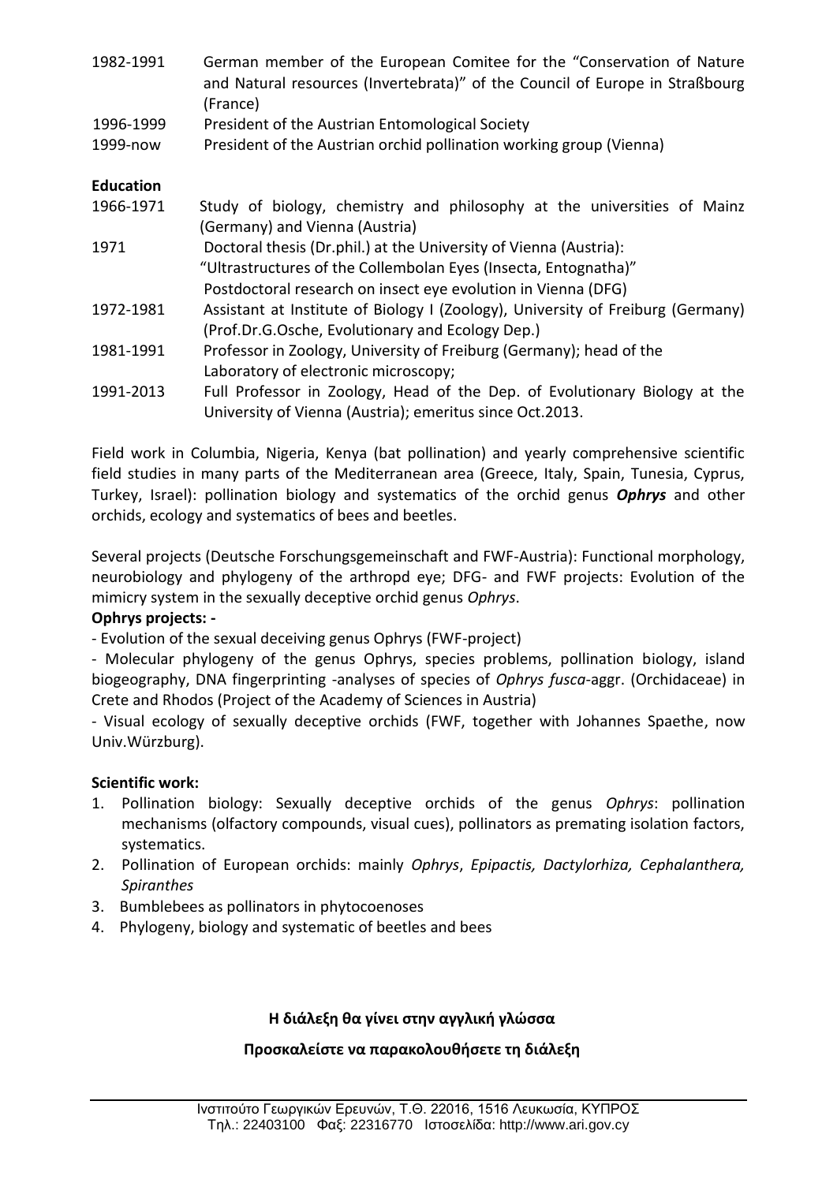| | |
|---|---|
| 1982-1991 | German member of the European Comitee for the "Conservation of Nature and Natural resources (Invertebrata)" of the Council of Europe in Straßbourg (France) |
| 1996-1999 | President of the Austrian Entomological Society |
| 1999-now | President of the Austrian orchid pollination working group (Vienna) |

**Education**

| | |
|---|---|
| 1966-1971 | Study of biology, chemistry and philosophy at the universities of Mainz (Germany) and Vienna (Austria) |
| 1971 | Doctoral thesis (Dr.phil.) at the University of Vienna (Austria): "Ultrastructures of the Collembolan Eyes (Insecta, Entognatha)" Postdoctoral research on insect eye evolution in Vienna (DFG) |
| 1972-1981 | Assistant at Institute of Biology I (Zoology), University of Freiburg (Germany) (Prof.Dr.G.Osche, Evolutionary and Ecology Dep.) |
| 1981-1991 | Professor in Zoology, University of Freiburg (Germany); head of the Laboratory of electronic microscopy; |
| 1991-2013 | Full Professor in Zoology, Head of the Dep. of Evolutionary Biology at the University of Vienna (Austria); emeritus since Oct.2013. |

Field work in Columbia, Nigeria, Kenya (bat pollination) and yearly comprehensive scientific field studies in many parts of the Mediterranean area (Greece, Italy, Spain, Tunesia, Cyprus, Turkey, Israel): pollination biology and systematics of the orchid genus ***Ophrys*** and other orchids, ecology and systematics of bees and beetles.

Several projects (Deutsche Forschungsgemeinschaft and FWF-Austria): Functional morphology, neurobiology and phylogeny of the arthropd eye; DFG- and FWF projects: Evolution of the mimicry system in the sexually deceptive orchid genus *Ophrys*.

**Ophrys projects: -**

- Evolution of the sexual deceiving genus Ophrys (FWF-project)
- Molecular phylogeny of the genus Ophrys, species problems, pollination biology, island biogeography, DNA fingerprinting -analyses of species of *Ophrys fusca*-aggr. (Orchidaceae) in Crete and Rhodos (Project of the Academy of Sciences in Austria)
- Visual ecology of sexually deceptive orchids (FWF, together with Johannes Spaethe, now Univ.Würzburg).

**Scientific work:**

1. Pollination biology: Sexually deceptive orchids of the genus *Ophrys*: pollination mechanisms (olfactory compounds, visual cues), pollinators as premating isolation factors, systematics.
2. Pollination of European orchids: mainly *Ophrys*, *Epipactis, Dactylorhiza, Cephalanthera, Spiranthes*
3. Bumblebees as pollinators in phytocoenoses
4. Phylogeny, biology and systematic of beetles and bees

**Η διάλεξη θα γίνει στην αγγλική γλώσσα**

**Προσκαλείστε να παρακολουθήσετε τη διάλεξη**

Ινστιτούτο Γεωργικών Ερευνών, Τ.Θ. 22016, 1516 Λευκωσία, ΚΥΠΡΟΣ
Τηλ.: 22403100 Φαξ: 22316770 Ιστοσελίδα: http://www.ari.gov.cy